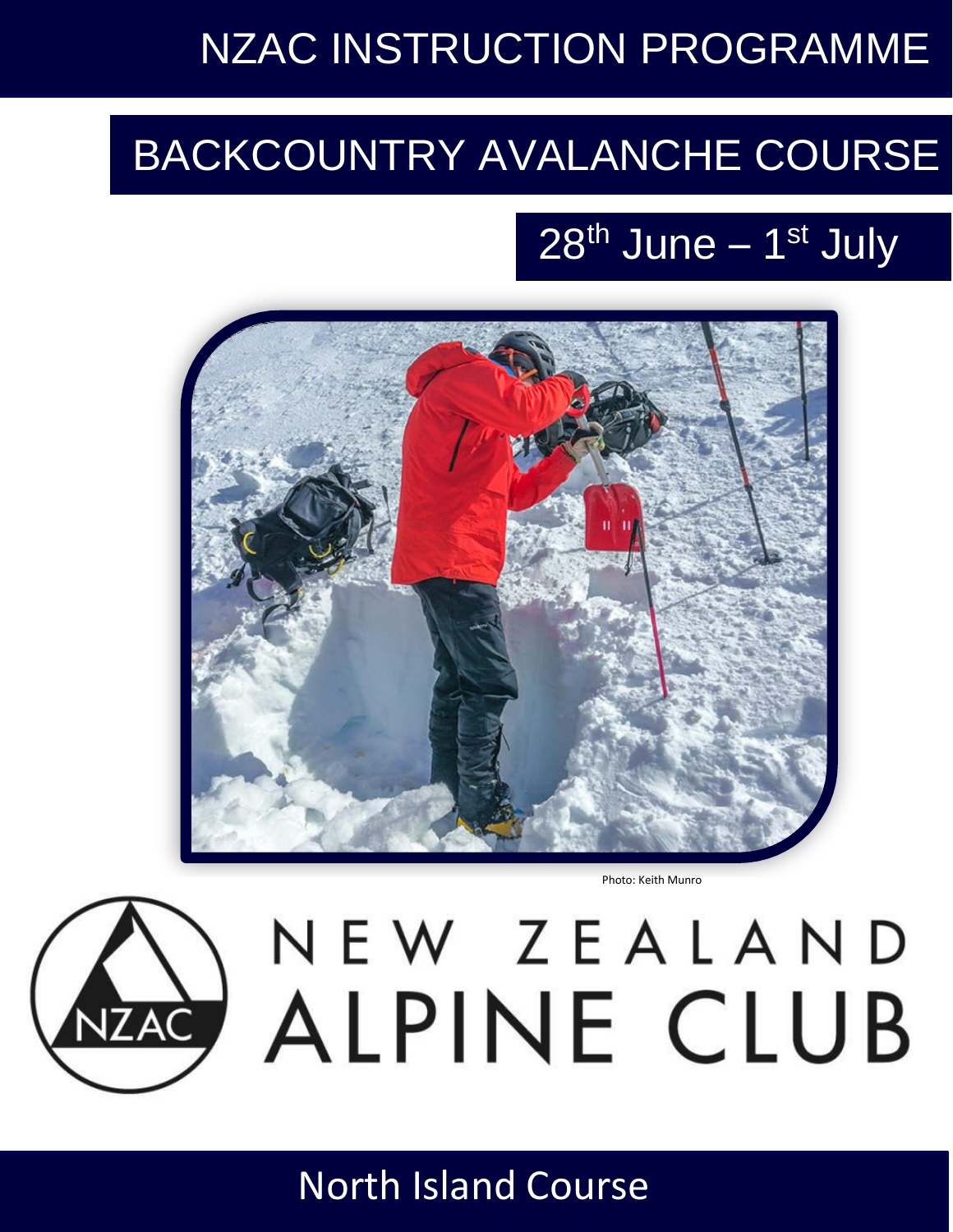# NZAC INSTRUCTION PROGRAMME

## BACKCOUNTRY AVALANCHE COURSE

28th June – 1st July

Photo: Keith Munro

NEW ZEALAND ALPINE CLUB

North Island Course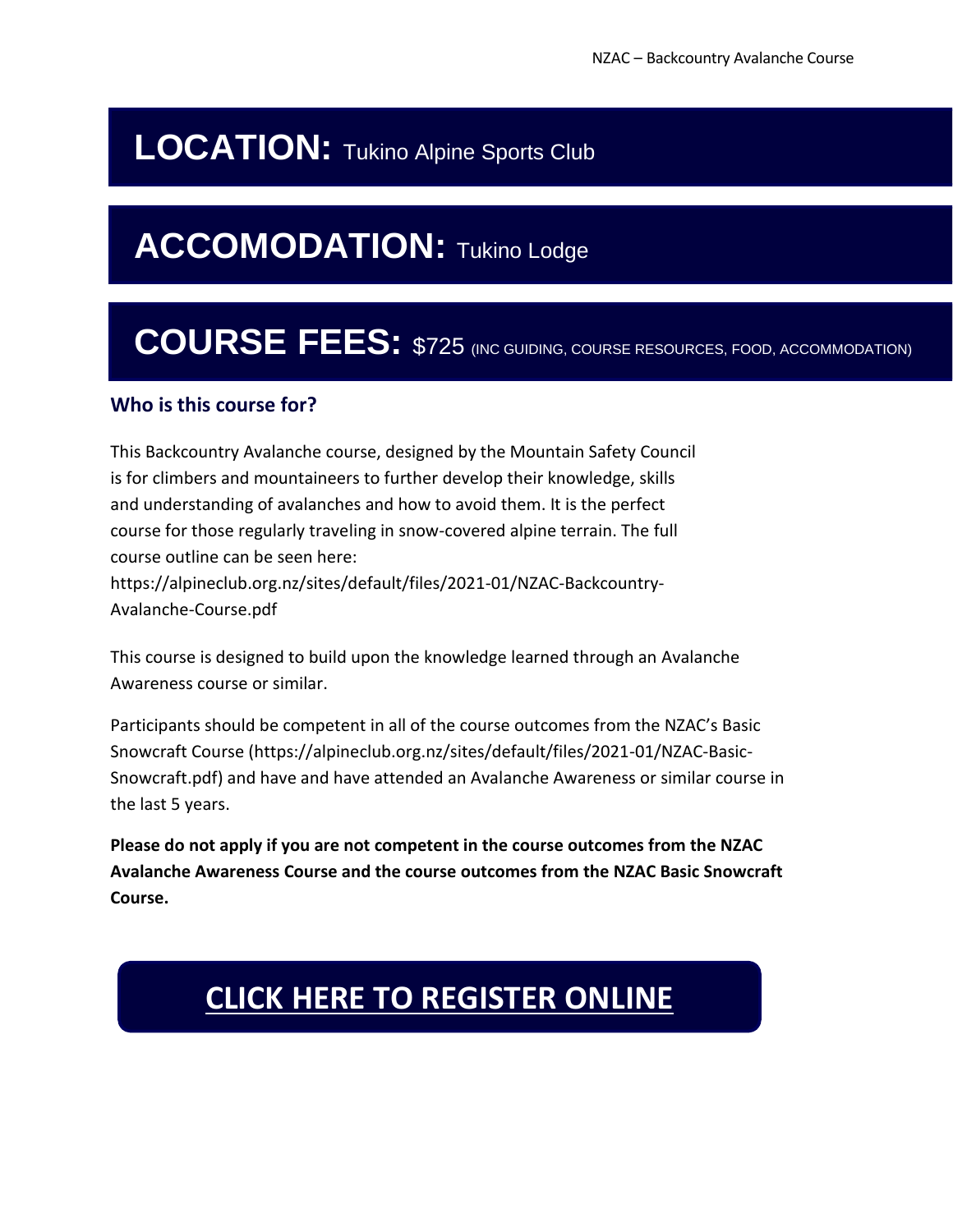# **LOCATION:** Tukino Alpine Sports Club

# **ACCOMODATION:** Tukino Lodge

# **COURSE FEES:** $725 (INC GUIDING, COURSE RESOURCES, FOOD, ACCOMMODATION)

### Who is this course for?

This Backcountry Avalanche course, designed by the Mountain Safety Council is for climbers and mountaineers to further develop their knowledge, skills and understanding of avalanches and how to avoid them. It is the perfect course for those regularly traveling in snow-covered alpine terrain. The full course outline can be seen here: https://alpineclub.org.nz/sites/default/files/2021-01/NZAC-Backcountry-Avalanche-Course.pdf

This course is designed to build upon the knowledge learned through an Avalanche Awareness course or similar.

Participants should be competent in all of the course outcomes from the NZAC's Basic Snowcraft Course (https://alpineclub.org.nz/sites/default/files/2021-01/NZAC-Basic-Snowcraft.pdf) and have and have attended an Avalanche Awareness or similar course in the last 5 years.

**Please do not apply if you are not competent in the course outcomes from the NZAC Avalanche Awareness Course and the course outcomes from the NZAC Basic Snowcraft Course.**

**CLICK HERE TO REGISTER ONLINE**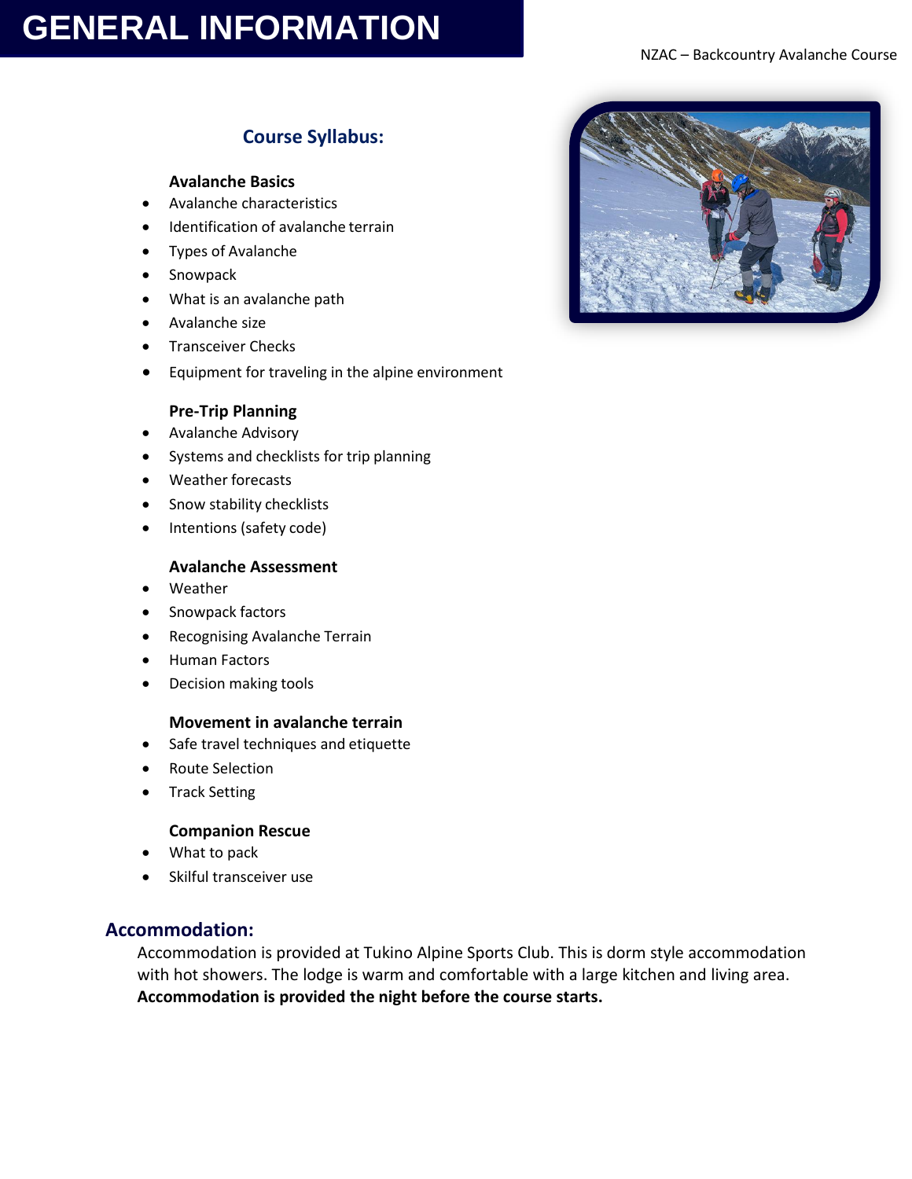# GENERAL INFORMATION

## Course Syllabus:

### Avalanche Basics

- Avalanche characteristics
- Identification of avalanche terrain
- Types of Avalanche
- Snowpack
- What is an avalanche path
- Avalanche size
- Transceiver Checks
- Equipment for traveling in the alpine environment

### Pre-Trip Planning

- Avalanche Advisory
- Systems and checklists for trip planning
- Weather forecasts
- Snow stability checklists
- Intentions (safety code)

### Avalanche Assessment

- Weather
- Snowpack factors
- Recognising Avalanche Terrain
- Human Factors
- Decision making tools

### Movement in avalanche terrain

- Safe travel techniques and etiquette
- Route Selection
- Track Setting

### Companion Rescue

- What to pack
- Skilful transceiver use

## Accommodation:

Accommodation is provided at Tukino Alpine Sports Club. This is dorm style accommodation with hot showers. The lodge is warm and comfortable with a large kitchen and living area. **Accommodation is provided the night before the course starts.**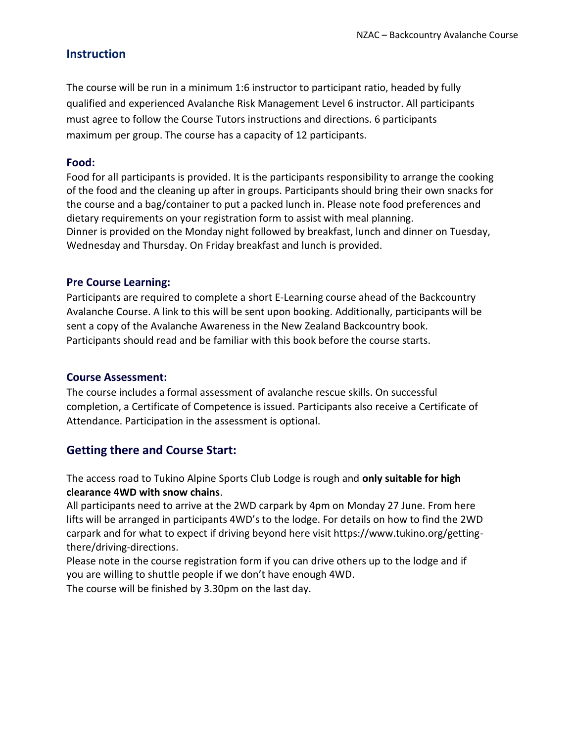## Instruction

The course will be run in a minimum 1:6 instructor to participant ratio, headed by fully qualified and experienced Avalanche Risk Management Level 6 instructor. All participants must agree to follow the Course Tutors instructions and directions. 6 participants maximum per group. The course has a capacity of 12 participants.

### Food:

Food for all participants is provided. It is the participants responsibility to arrange the cooking of the food and the cleaning up after in groups. Participants should bring their own snacks for the course and a bag/container to put a packed lunch in. Please note food preferences and dietary requirements on your registration form to assist with meal planning.
Dinner is provided on the Monday night followed by breakfast, lunch and dinner on Tuesday, Wednesday and Thursday. On Friday breakfast and lunch is provided.

### Pre Course Learning:

Participants are required to complete a short E-Learning course ahead of the Backcountry Avalanche Course. A link to this will be sent upon booking. Additionally, participants will be sent a copy of the Avalanche Awareness in the New Zealand Backcountry book. Participants should read and be familiar with this book before the course starts.

### Course Assessment:

The course includes a formal assessment of avalanche rescue skills. On successful completion, a Certificate of Competence is issued. Participants also receive a Certificate of Attendance. Participation in the assessment is optional.

## Getting there and Course Start:

The access road to Tukino Alpine Sports Club Lodge is rough and **only suitable for high clearance 4WD with snow chains**.
All participants need to arrive at the 2WD carpark by 4pm on Monday 27 June. From here lifts will be arranged in participants 4WD's to the lodge. For details on how to find the 2WD carpark and for what to expect if driving beyond here visit https://www.tukino.org/getting-there/driving-directions.
Please note in the course registration form if you can drive others up to the lodge and if you are willing to shuttle people if we don't have enough 4WD.
The course will be finished by 3.30pm on the last day.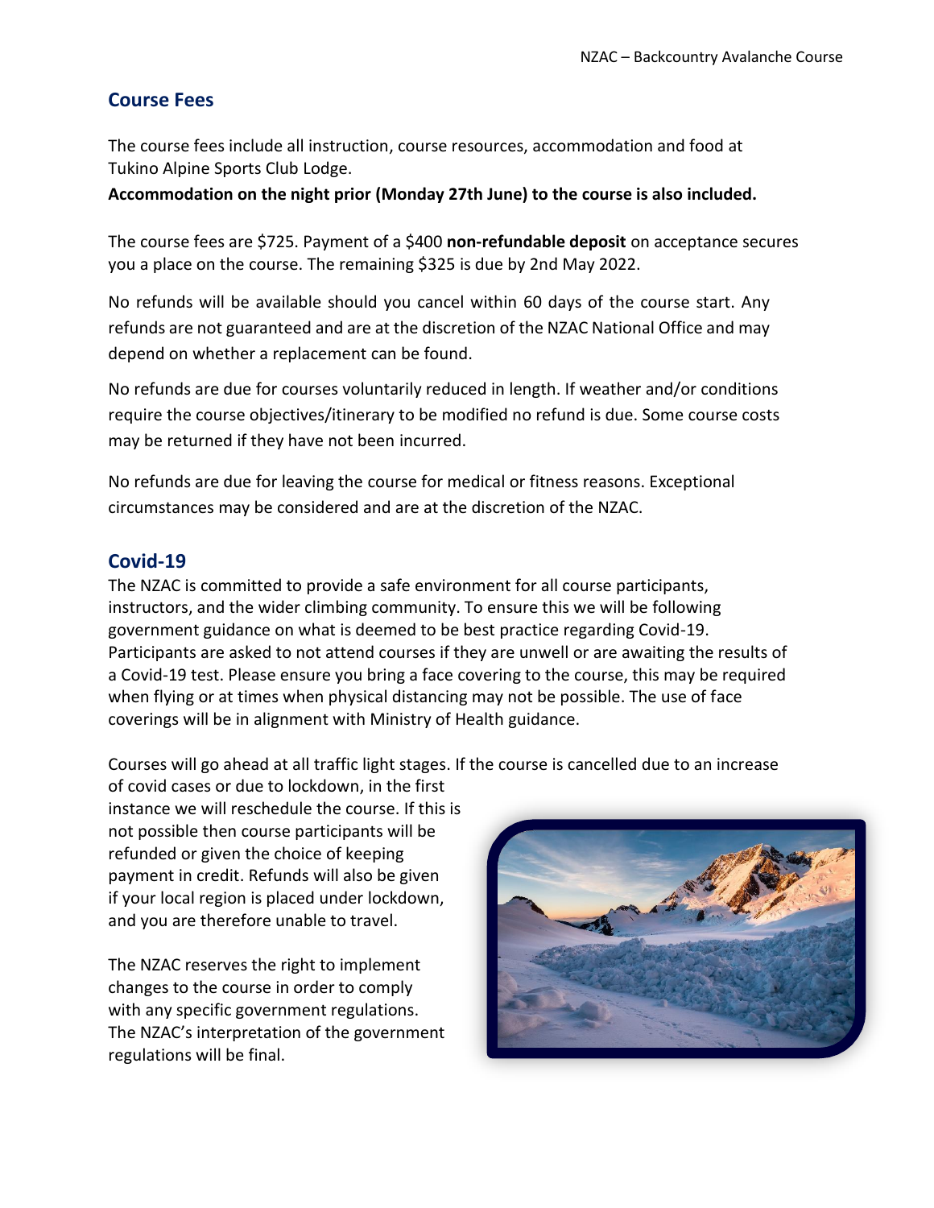## Course Fees

The course fees include all instruction, course resources, accommodation and food at Tukino Alpine Sports Club Lodge.

**Accommodation on the night prior (Monday 27th June) to the course is also included.**

The course fees are $725. Payment of a $400 **non-refundable deposit** on acceptance secures you a place on the course. The remaining $325 is due by 2nd May 2022.

No refunds will be available should you cancel within 60 days of the course start. Any refunds are not guaranteed and are at the discretion of the NZAC National Office and may depend on whether a replacement can be found.

No refunds are due for courses voluntarily reduced in length. If weather and/or conditions require the course objectives/itinerary to be modified no refund is due. Some course costs may be returned if they have not been incurred.

No refunds are due for leaving the course for medical or fitness reasons. Exceptional circumstances may be considered and are at the discretion of the NZAC.

## Covid-19

The NZAC is committed to provide a safe environment for all course participants, instructors, and the wider climbing community. To ensure this we will be following government guidance on what is deemed to be best practice regarding Covid-19. Participants are asked to not attend courses if they are unwell or are awaiting the results of a Covid-19 test. Please ensure you bring a face covering to the course, this may be required when flying or at times when physical distancing may not be possible. The use of face coverings will be in alignment with Ministry of Health guidance.

Courses will go ahead at all traffic light stages. If the course is cancelled due to an increase of covid cases or due to lockdown, in the first instance we will reschedule the course. If this is not possible then course participants will be refunded or given the choice of keeping payment in credit. Refunds will also be given if your local region is placed under lockdown, and you are therefore unable to travel.

The NZAC reserves the right to implement changes to the course in order to comply with any specific government regulations. The NZAC's interpretation of the government regulations will be final.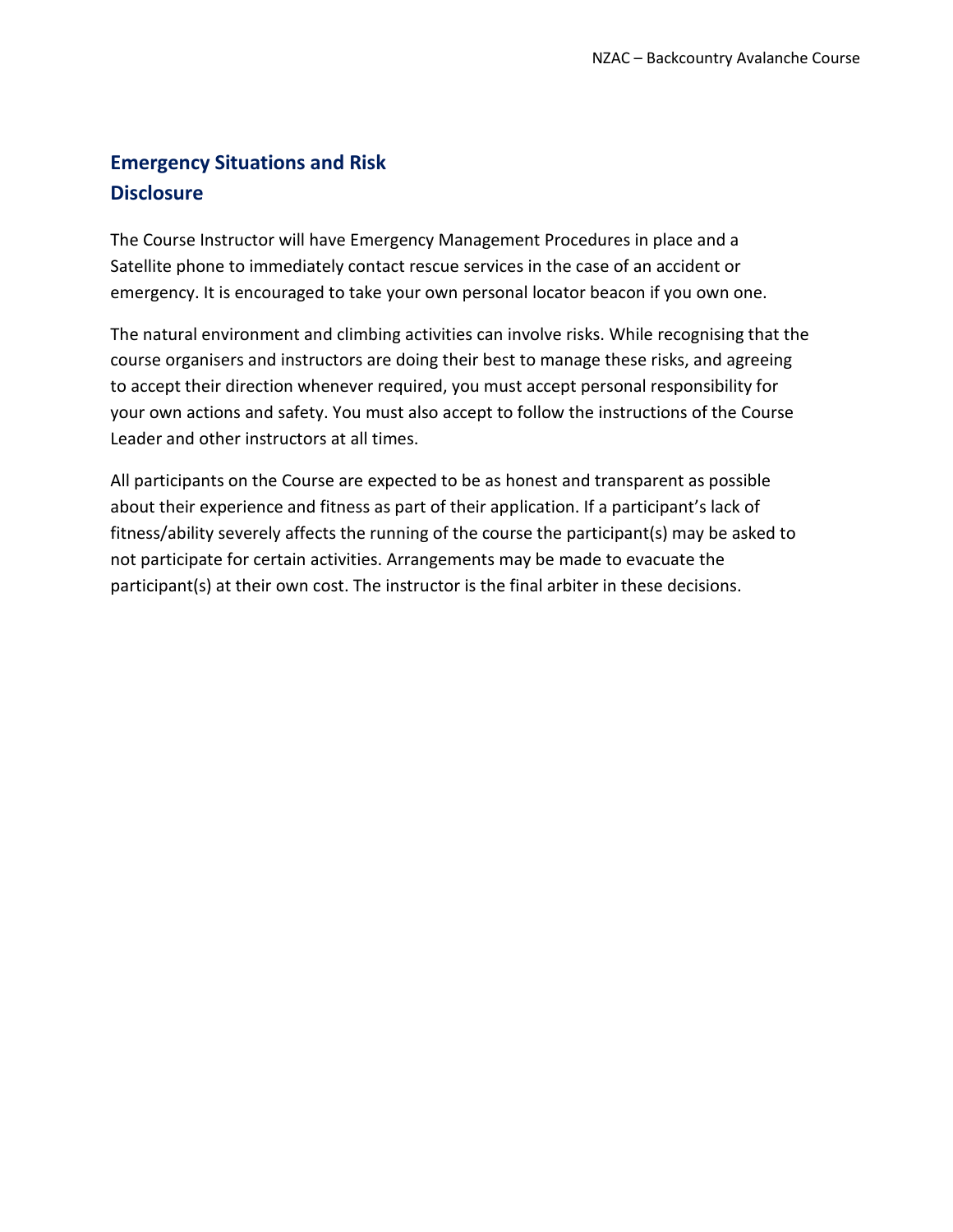## Emergency Situations and Risk Disclosure

The Course Instructor will have Emergency Management Procedures in place and a Satellite phone to immediately contact rescue services in the case of an accident or emergency. It is encouraged to take your own personal locator beacon if you own one.

The natural environment and climbing activities can involve risks. While recognising that the course organisers and instructors are doing their best to manage these risks, and agreeing to accept their direction whenever required, you must accept personal responsibility for your own actions and safety. You must also accept to follow the instructions of the Course Leader and other instructors at all times.

All participants on the Course are expected to be as honest and transparent as possible about their experience and fitness as part of their application. If a participant's lack of fitness/ability severely affects the running of the course the participant(s) may be asked to not participate for certain activities. Arrangements may be made to evacuate the participant(s) at their own cost. The instructor is the final arbiter in these decisions.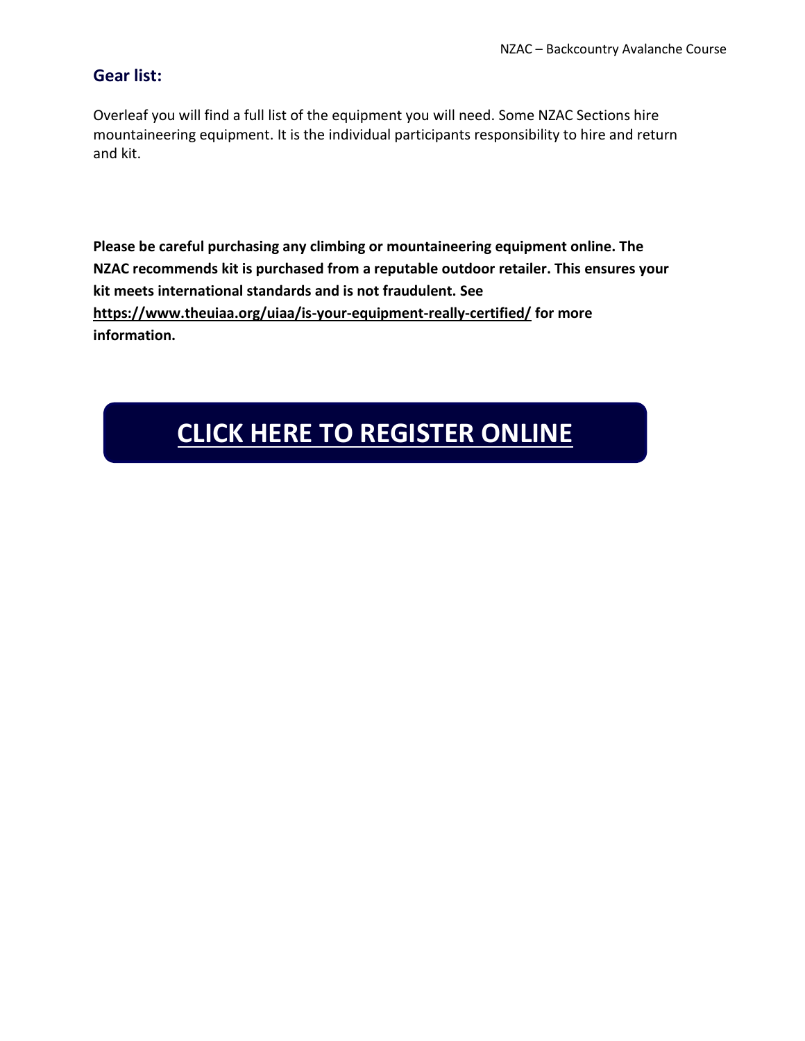## Gear list:

Overleaf you will find a full list of the equipment you will need. Some NZAC Sections hire mountaineering equipment. It is the individual participants responsibility to hire and return and kit.

**Please be careful purchasing any climbing or mountaineering equipment online. The NZAC recommends kit is purchased from a reputable outdoor retailer. This ensures your kit meets international standards and is not fraudulent. See https://www.theuiaa.org/uiaa/is-your-equipment-really-certified/ for more information.**

**CLICK HERE TO REGISTER ONLINE**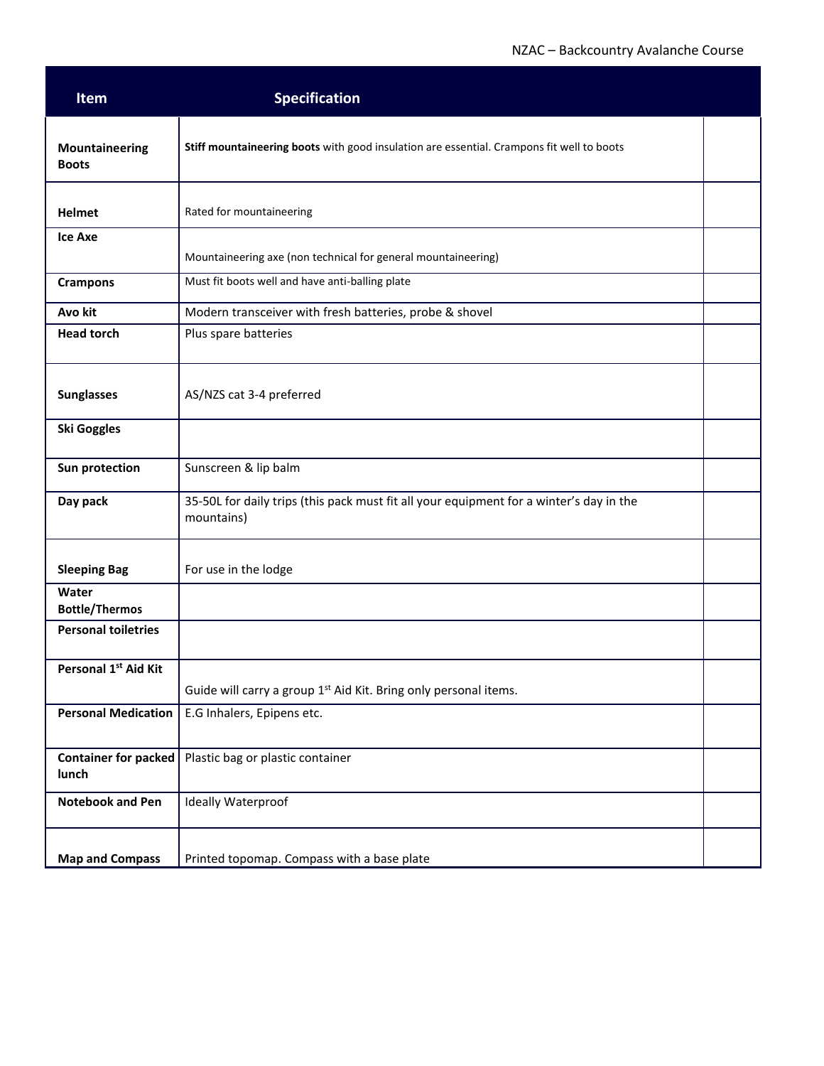| Item | Specification | |
|---|---|---|
| **Mountaineering Boots** | **Stiff mountaineering boots** with good insulation are essential. Crampons fit well to boots | |
| **Helmet** | Rated for mountaineering | |
| **Ice Axe** | Mountaineering axe (non technical for general mountaineering) | |
| **Crampons** | Must fit boots well and have anti-balling plate | |
| **Avo kit** | Modern transceiver with fresh batteries, probe & shovel | |
| **Head torch** | Plus spare batteries | |
| **Sunglasses** | AS/NZS cat 3-4 preferred | |
| **Ski Goggles** | | |
| **Sun protection** | Sunscreen & lip balm | |
| **Day pack** | 35-50L for daily trips (this pack must fit all your equipment for a winter's day in the mountains) | |
| **Sleeping Bag** | For use in the lodge | |
| **Water Bottle/Thermos** | | |
| **Personal toiletries** | | |
| **Personal 1st Aid Kit** | Guide will carry a group 1st Aid Kit. Bring only personal items. | |
| **Personal Medication** | E.G Inhalers, Epipens etc. | |
| **Container for packed lunch** | Plastic bag or plastic container | |
| **Notebook and Pen** | Ideally Waterproof | |
| **Map and Compass** | Printed topomap. Compass with a base plate | |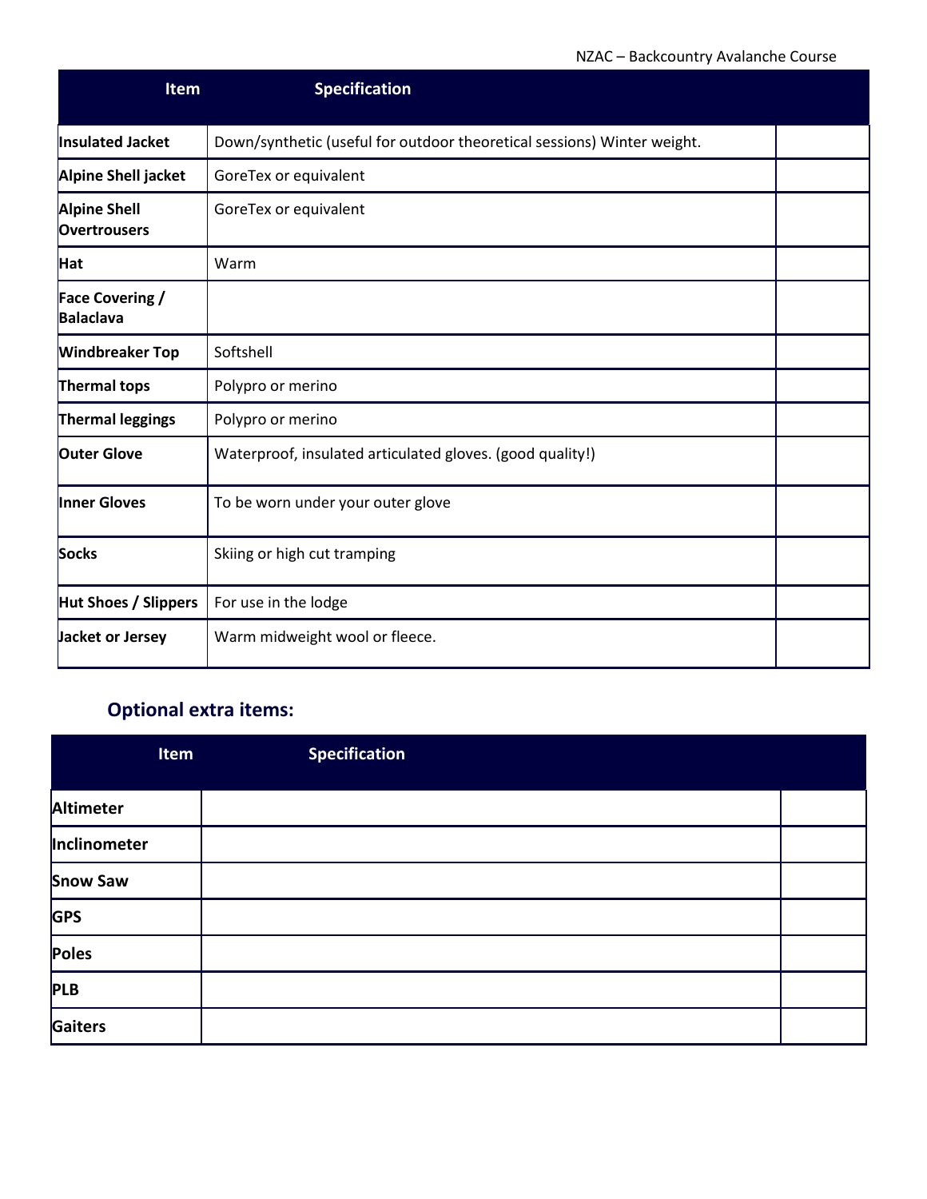| Item | Specification | |
|---|---|---|
| **Insulated Jacket** | Down/synthetic (useful for outdoor theoretical sessions) Winter weight. | |
| **Alpine Shell jacket** | GoreTex or equivalent | |
| **Alpine Shell Overtrousers** | GoreTex or equivalent | |
| **Hat** | Warm | |
| **Face Covering / Balaclava** | | |
| **Windbreaker Top** | Softshell | |
| **Thermal tops** | Polypro or merino | |
| **Thermal leggings** | Polypro or merino | |
| **Outer Glove** | Waterproof, insulated articulated gloves. (good quality!) | |
| **Inner Gloves** | To be worn under your outer glove | |
| **Socks** | Skiing or high cut tramping | |
| **Hut Shoes / Slippers** | For use in the lodge | |
| **Jacket or Jersey** | Warm midweight wool or fleece. | |

## Optional extra items:

| Item | Specification | |
|---|---|---|
| **Altimeter** | | |
| **Inclinometer** | | |
| **Snow Saw** | | |
| **GPS** | | |
| **Poles** | | |
| **PLB** | | |
| **Gaiters** | | |